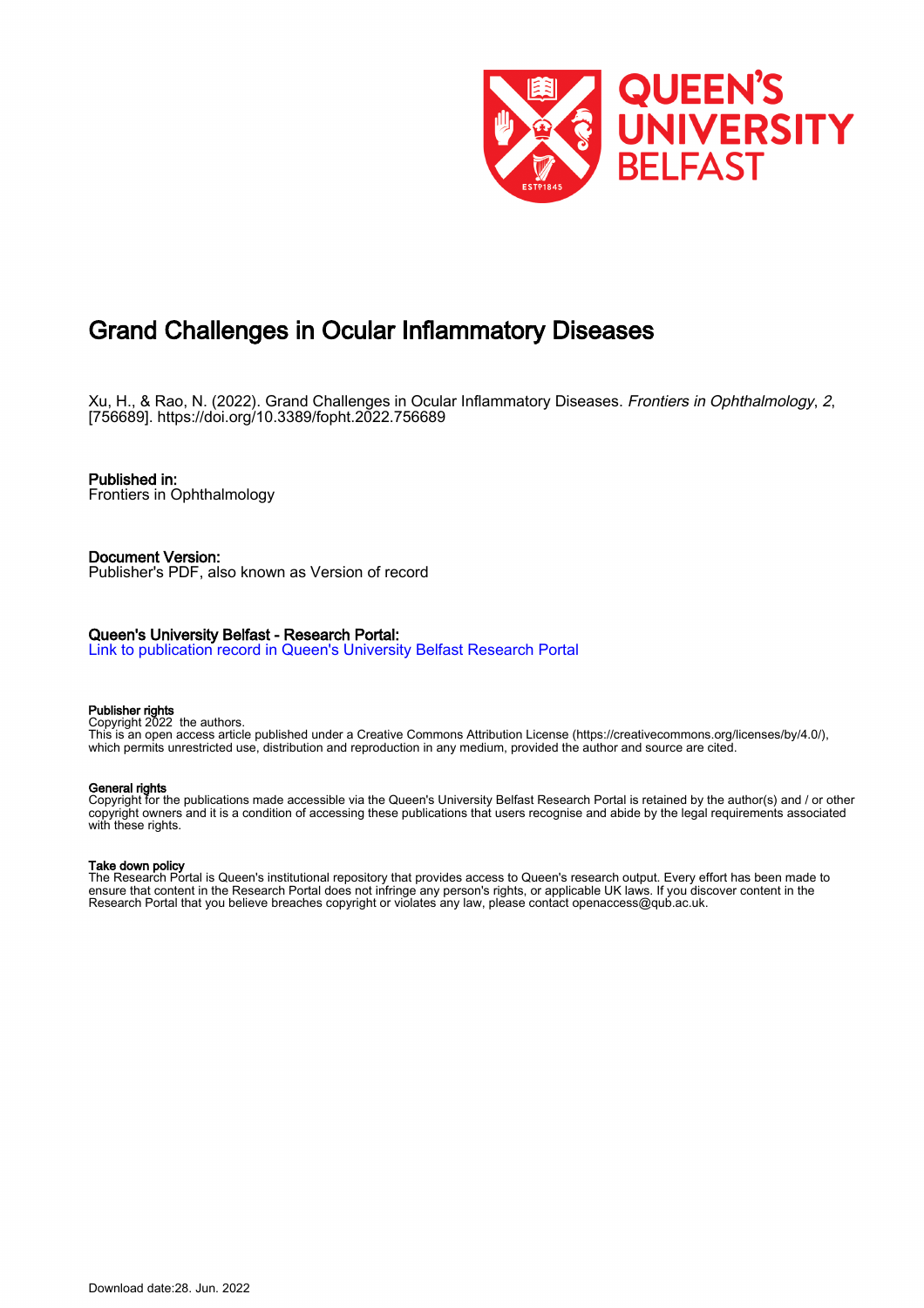# Grand Challenges in Ocular Inflammatory Diseases

Xu, H., & Rao, N. (2022). Grand Challenges in Ocular Inflammatory Diseases. *Frontiers in Ophthalmology*, *2*, [756689]. https://doi.org/10.3389/fopht.2022.756689

**Published in:**
Frontiers in Ophthalmology

**Document Version:**
Publisher's PDF, also known as Version of record

**Queen's University Belfast - Research Portal:**
[Link to publication record in Queen's University Belfast Research Portal]

**Publisher rights**
Copyright 2022 the authors.
This is an open access article published under a Creative Commons Attribution License (https://creativecommons.org/licenses/by/4.0/), which permits unrestricted use, distribution and reproduction in any medium, provided the author and source are cited.

**General rights**
Copyright for the publications made accessible via the Queen's University Belfast Research Portal is retained by the author(s) and / or other copyright owners and it is a condition of accessing these publications that users recognise and abide by the legal requirements associated with these rights.

**Take down policy**
The Research Portal is Queen's institutional repository that provides access to Queen's research output. Every effort has been made to ensure that content in the Research Portal does not infringe any person's rights, or applicable UK laws. If you discover content in the Research Portal that you believe breaches copyright or violates any law, please contact openaccess@qub.ac.uk.

Download date:28. Jun. 2022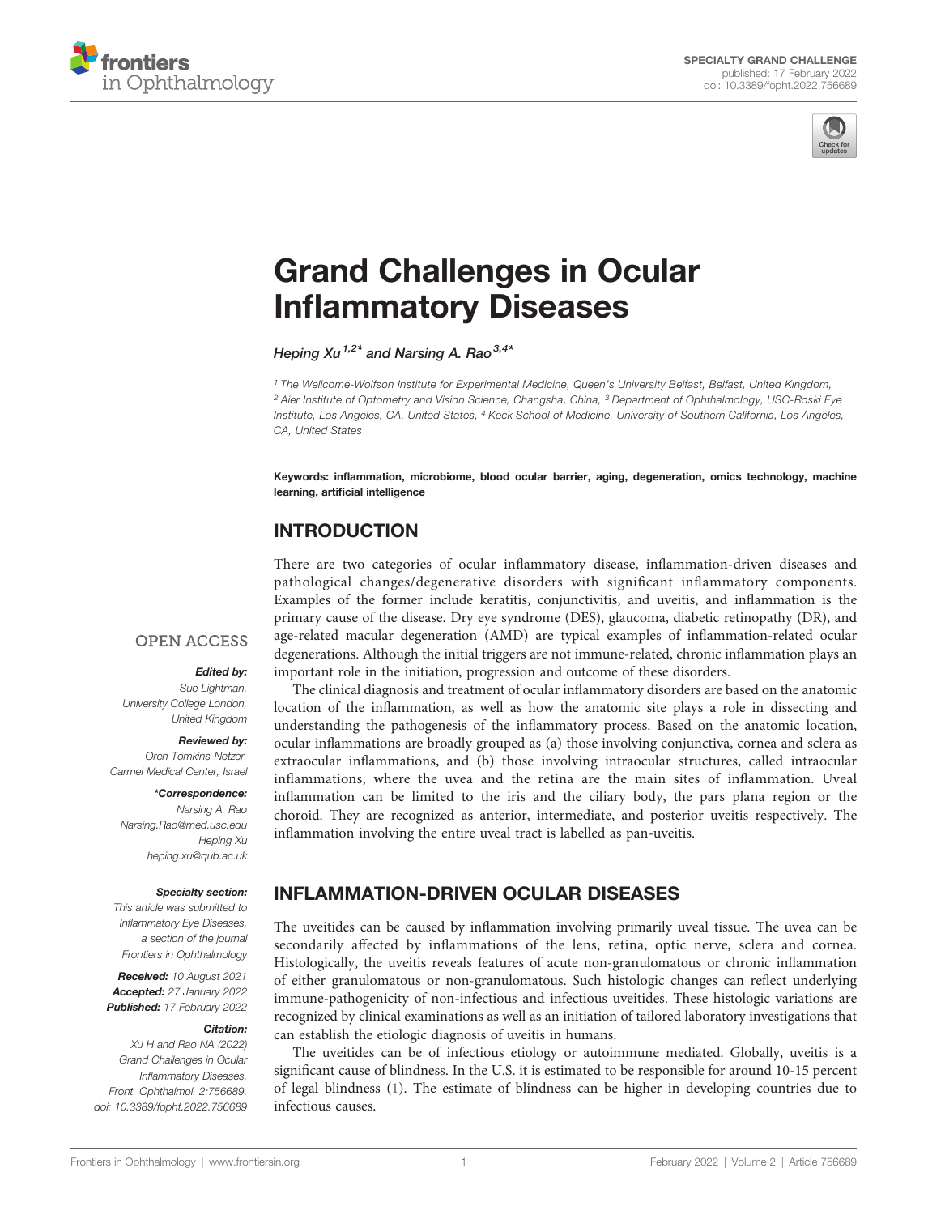# Grand Challenges in Ocular Inflammatory Diseases

*Heping Xu*[1,2]* and Narsing A. Rao*[3,4]*

[1] The Wellcome-Wolfson Institute for Experimental Medicine, Queen's University Belfast, Belfast, United Kingdom, [2] Aier Institute of Optometry and Vision Science, Changsha, China, [3] Department of Ophthalmology, USC-Roski Eye Institute, Los Angeles, CA, United States, [4] Keck School of Medicine, University of Southern California, Los Angeles, CA, United States

**Keywords: inflammation, microbiome, blood ocular barrier, aging, degeneration, omics technology, machine learning, artificial intelligence**

OPEN ACCESS

***Edited by:***
*Sue Lightman,*
*University College London,*
*United Kingdom*

***Reviewed by:***
*Oren Tomkins-Netzer,*
*Carmel Medical Center, Israel*

***\*Correspondence:***
*Narsing A. Rao*
*Narsing.Rao@med.usc.edu*
*Heping Xu*
*heping.xu@qub.ac.uk*

***Specialty section:***
*This article was submitted to Inflammatory Eye Diseases, a section of the journal Frontiers in Ophthalmology*

***Received:*** *10 August 2021*
***Accepted:*** *27 January 2022*
***Published:*** *17 February 2022*

***Citation:***
*Xu H and Rao NA (2022) Grand Challenges in Ocular Inflammatory Diseases. Front. Ophthalmol. 2:756689. doi: 10.3389/fopht.2022.756689*

## INTRODUCTION

There are two categories of ocular inflammatory disease, inflammation-driven diseases and pathological changes/degenerative disorders with significant inflammatory components. Examples of the former include keratitis, conjunctivitis, and uveitis, and inflammation is the primary cause of the disease. Dry eye syndrome (DES), glaucoma, diabetic retinopathy (DR), and age-related macular degeneration (AMD) are typical examples of inflammation-related ocular degenerations. Although the initial triggers are not immune-related, chronic inflammation plays an important role in the initiation, progression and outcome of these disorders.

The clinical diagnosis and treatment of ocular inflammatory disorders are based on the anatomic location of the inflammation, as well as how the anatomic site plays a role in dissecting and understanding the pathogenesis of the inflammatory process. Based on the anatomic location, ocular inflammations are broadly grouped as (a) those involving conjunctiva, cornea and sclera as extraocular inflammations, and (b) those involving intraocular structures, called intraocular inflammations, where the uvea and the retina are the main sites of inflammation. Uveal inflammation can be limited to the iris and the ciliary body, the pars plana region or the choroid. They are recognized as anterior, intermediate, and posterior uveitis respectively. The inflammation involving the entire uveal tract is labelled as pan-uveitis.

## INFLAMMATION-DRIVEN OCULAR DISEASES

The uveitides can be caused by inflammation involving primarily uveal tissue. The uvea can be secondarily affected by inflammations of the lens, retina, optic nerve, sclera and cornea. Histologically, the uveitis reveals features of acute non-granulomatous or chronic inflammation of either granulomatous or non-granulomatous. Such histologic changes can reflect underlying immune-pathogenicity of non-infectious and infectious uveitides. These histologic variations are recognized by clinical examinations as well as an initiation of tailored laboratory investigations that can establish the etiologic diagnosis of uveitis in humans.

The uveitides can be of infectious etiology or autoimmune mediated. Globally, uveitis is a significant cause of blindness. In the U.S. it is estimated to be responsible for around 10-15 percent of legal blindness (1). The estimate of blindness can be higher in developing countries due to infectious causes.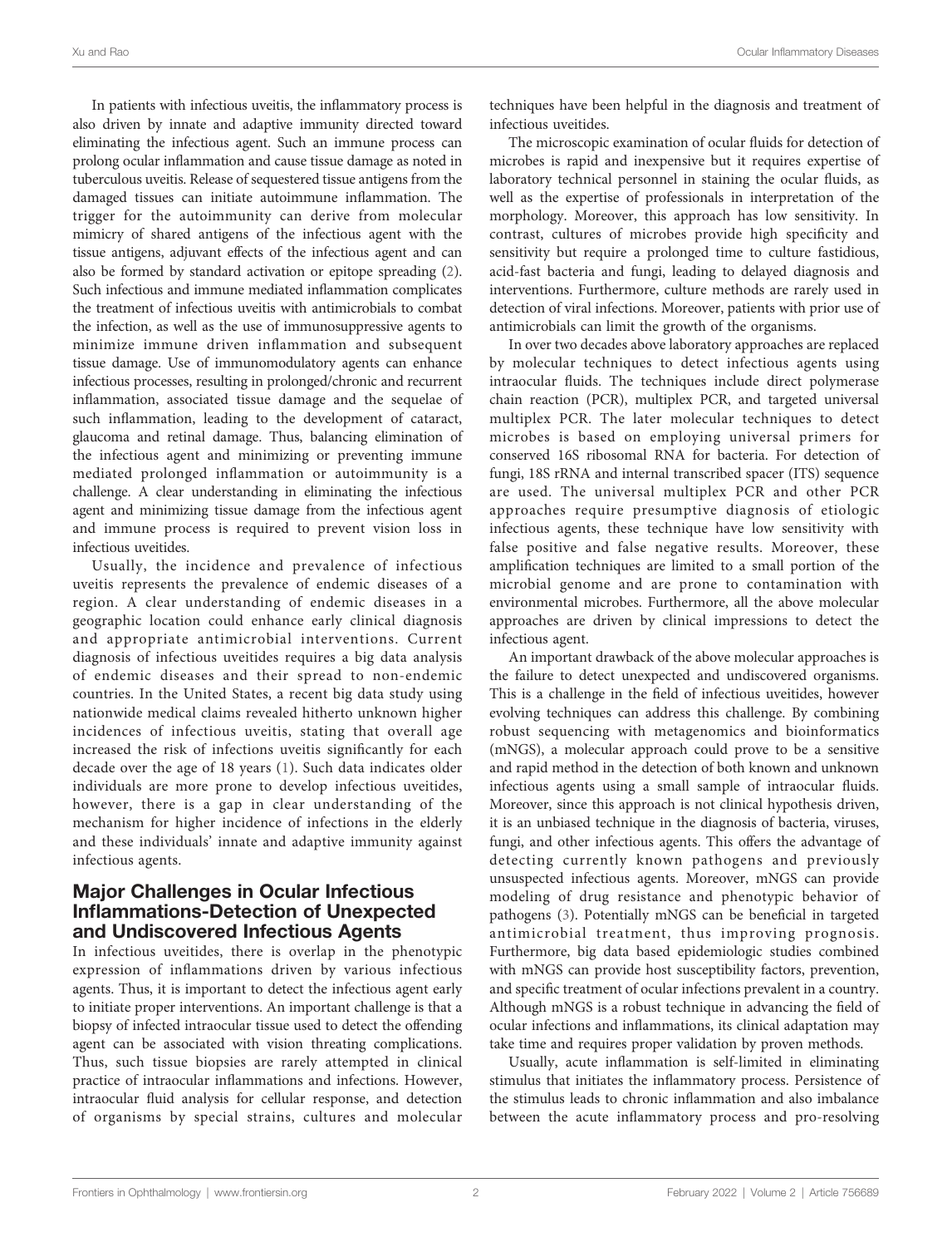In patients with infectious uveitis, the inflammatory process is also driven by innate and adaptive immunity directed toward eliminating the infectious agent. Such an immune process can prolong ocular inflammation and cause tissue damage as noted in tuberculous uveitis. Release of sequestered tissue antigens from the damaged tissues can initiate autoimmune inflammation. The trigger for the autoimmunity can derive from molecular mimicry of shared antigens of the infectious agent with the tissue antigens, adjuvant effects of the infectious agent and can also be formed by standard activation or epitope spreading (2). Such infectious and immune mediated inflammation complicates the treatment of infectious uveitis with antimicrobials to combat the infection, as well as the use of immunosuppressive agents to minimize immune driven inflammation and subsequent tissue damage. Use of immunomodulatory agents can enhance infectious processes, resulting in prolonged/chronic and recurrent inflammation, associated tissue damage and the sequelae of such inflammation, leading to the development of cataract, glaucoma and retinal damage. Thus, balancing elimination of the infectious agent and minimizing or preventing immune mediated prolonged inflammation or autoimmunity is a challenge. A clear understanding in eliminating the infectious agent and minimizing tissue damage from the infectious agent and immune process is required to prevent vision loss in infectious uveitides.

Usually, the incidence and prevalence of infectious uveitis represents the prevalence of endemic diseases of a region. A clear understanding of endemic diseases in a geographic location could enhance early clinical diagnosis and appropriate antimicrobial interventions. Current diagnosis of infectious uveitides requires a big data analysis of endemic diseases and their spread to non-endemic countries. In the United States, a recent big data study using nationwide medical claims revealed hitherto unknown higher incidences of infectious uveitis, stating that overall age increased the risk of infections uveitis significantly for each decade over the age of 18 years (1). Such data indicates older individuals are more prone to develop infectious uveitides, however, there is a gap in clear understanding of the mechanism for higher incidence of infections in the elderly and these individuals' innate and adaptive immunity against infectious agents.

## Major Challenges in Ocular Infectious Inflammations-Detection of Unexpected and Undiscovered Infectious Agents

In infectious uveitides, there is overlap in the phenotypic expression of inflammations driven by various infectious agents. Thus, it is important to detect the infectious agent early to initiate proper interventions. An important challenge is that a biopsy of infected intraocular tissue used to detect the offending agent can be associated with vision threating complications. Thus, such tissue biopsies are rarely attempted in clinical practice of intraocular inflammations and infections. However, intraocular fluid analysis for cellular response, and detection of organisms by special strains, cultures and molecular techniques have been helpful in the diagnosis and treatment of infectious uveitides.

The microscopic examination of ocular fluids for detection of microbes is rapid and inexpensive but it requires expertise of laboratory technical personnel in staining the ocular fluids, as well as the expertise of professionals in interpretation of the morphology. Moreover, this approach has low sensitivity. In contrast, cultures of microbes provide high specificity and sensitivity but require a prolonged time to culture fastidious, acid-fast bacteria and fungi, leading to delayed diagnosis and interventions. Furthermore, culture methods are rarely used in detection of viral infections. Moreover, patients with prior use of antimicrobials can limit the growth of the organisms.

In over two decades above laboratory approaches are replaced by molecular techniques to detect infectious agents using intraocular fluids. The techniques include direct polymerase chain reaction (PCR), multiplex PCR, and targeted universal multiplex PCR. The later molecular techniques to detect microbes is based on employing universal primers for conserved 16S ribosomal RNA for bacteria. For detection of fungi, 18S rRNA and internal transcribed spacer (ITS) sequence are used. The universal multiplex PCR and other PCR approaches require presumptive diagnosis of etiologic infectious agents, these technique have low sensitivity with false positive and false negative results. Moreover, these amplification techniques are limited to a small portion of the microbial genome and are prone to contamination with environmental microbes. Furthermore, all the above molecular approaches are driven by clinical impressions to detect the infectious agent.

An important drawback of the above molecular approaches is the failure to detect unexpected and undiscovered organisms. This is a challenge in the field of infectious uveitides, however evolving techniques can address this challenge. By combining robust sequencing with metagenomics and bioinformatics (mNGS), a molecular approach could prove to be a sensitive and rapid method in the detection of both known and unknown infectious agents using a small sample of intraocular fluids. Moreover, since this approach is not clinical hypothesis driven, it is an unbiased technique in the diagnosis of bacteria, viruses, fungi, and other infectious agents. This offers the advantage of detecting currently known pathogens and previously unsuspected infectious agents. Moreover, mNGS can provide modeling of drug resistance and phenotypic behavior of pathogens (3). Potentially mNGS can be beneficial in targeted antimicrobial treatment, thus improving prognosis. Furthermore, big data based epidemiologic studies combined with mNGS can provide host susceptibility factors, prevention, and specific treatment of ocular infections prevalent in a country. Although mNGS is a robust technique in advancing the field of ocular infections and inflammations, its clinical adaptation may take time and requires proper validation by proven methods.

Usually, acute inflammation is self-limited in eliminating stimulus that initiates the inflammatory process. Persistence of the stimulus leads to chronic inflammation and also imbalance between the acute inflammatory process and pro-resolving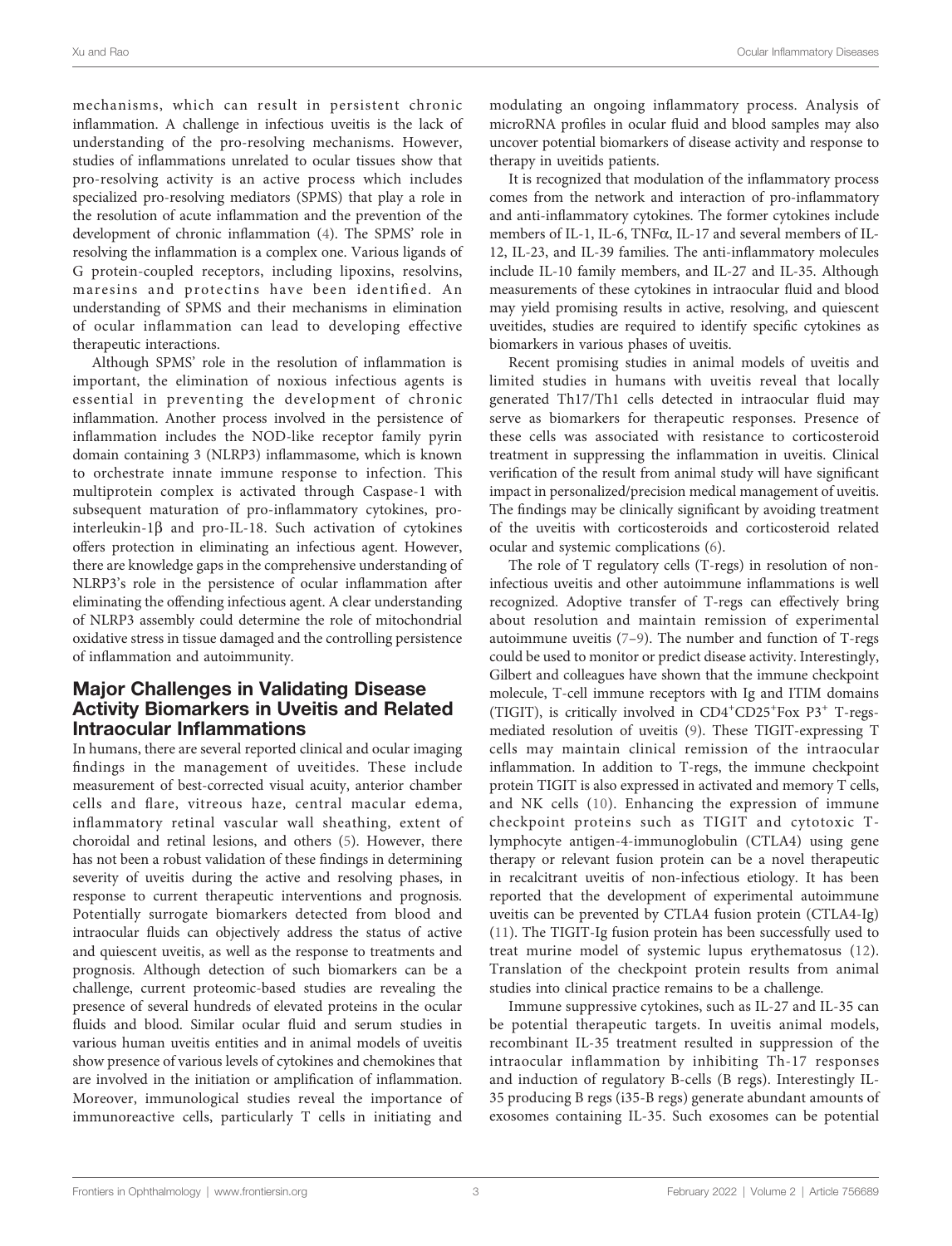mechanisms, which can result in persistent chronic inflammation. A challenge in infectious uveitis is the lack of understanding of the pro-resolving mechanisms. However, studies of inflammations unrelated to ocular tissues show that pro-resolving activity is an active process which includes specialized pro-resolving mediators (SPMS) that play a role in the resolution of acute inflammation and the prevention of the development of chronic inflammation (4). The SPMS' role in resolving the inflammation is a complex one. Various ligands of G protein-coupled receptors, including lipoxins, resolvins, maresins and protectins have been identified. An understanding of SPMS and their mechanisms in elimination of ocular inflammation can lead to developing effective therapeutic interactions.

Although SPMS' role in the resolution of inflammation is important, the elimination of noxious infectious agents is essential in preventing the development of chronic inflammation. Another process involved in the persistence of inflammation includes the NOD-like receptor family pyrin domain containing 3 (NLRP3) inflammasome, which is known to orchestrate innate immune response to infection. This multiprotein complex is activated through Caspase-1 with subsequent maturation of pro-inflammatory cytokines, pro-interleukin-1β and pro-IL-18. Such activation of cytokines offers protection in eliminating an infectious agent. However, there are knowledge gaps in the comprehensive understanding of NLRP3's role in the persistence of ocular inflammation after eliminating the offending infectious agent. A clear understanding of NLRP3 assembly could determine the role of mitochondrial oxidative stress in tissue damaged and the controlling persistence of inflammation and autoimmunity.

## Major Challenges in Validating Disease Activity Biomarkers in Uveitis and Related Intraocular Inflammations

In humans, there are several reported clinical and ocular imaging findings in the management of uveitides. These include measurement of best-corrected visual acuity, anterior chamber cells and flare, vitreous haze, central macular edema, inflammatory retinal vascular wall sheathing, extent of choroidal and retinal lesions, and others (5). However, there has not been a robust validation of these findings in determining severity of uveitis during the active and resolving phases, in response to current therapeutic interventions and prognosis. Potentially surrogate biomarkers detected from blood and intraocular fluids can objectively address the status of active and quiescent uveitis, as well as the response to treatments and prognosis. Although detection of such biomarkers can be a challenge, current proteomic-based studies are revealing the presence of several hundreds of elevated proteins in the ocular fluids and blood. Similar ocular fluid and serum studies in various human uveitis entities and in animal models of uveitis show presence of various levels of cytokines and chemokines that are involved in the initiation or amplification of inflammation. Moreover, immunological studies reveal the importance of immunoreactive cells, particularly T cells in initiating and modulating an ongoing inflammatory process. Analysis of microRNA profiles in ocular fluid and blood samples may also uncover potential biomarkers of disease activity and response to therapy in uveitids patients.

It is recognized that modulation of the inflammatory process comes from the network and interaction of pro-inflammatory and anti-inflammatory cytokines. The former cytokines include members of IL-1, IL-6, TNFα, IL-17 and several members of IL-12, IL-23, and IL-39 families. The anti-inflammatory molecules include IL-10 family members, and IL-27 and IL-35. Although measurements of these cytokines in intraocular fluid and blood may yield promising results in active, resolving, and quiescent uveitides, studies are required to identify specific cytokines as biomarkers in various phases of uveitis.

Recent promising studies in animal models of uveitis and limited studies in humans with uveitis reveal that locally generated Th17/Th1 cells detected in intraocular fluid may serve as biomarkers for therapeutic responses. Presence of these cells was associated with resistance to corticosteroid treatment in suppressing the inflammation in uveitis. Clinical verification of the result from animal study will have significant impact in personalized/precision medical management of uveitis. The findings may be clinically significant by avoiding treatment of the uveitis with corticosteroids and corticosteroid related ocular and systemic complications (6).

The role of T regulatory cells (T-regs) in resolution of non-infectious uveitis and other autoimmune inflammations is well recognized. Adoptive transfer of T-regs can effectively bring about resolution and maintain remission of experimental autoimmune uveitis (7–9). The number and function of T-regs could be used to monitor or predict disease activity. Interestingly, Gilbert and colleagues have shown that the immune checkpoint molecule, T-cell immune receptors with Ig and ITIM domains (TIGIT), is critically involved in $CD4^{+}CD25^{+}Fox\ P3^{+}$ T-regs-mediated resolution of uveitis (9). These TIGIT-expressing T cells may maintain clinical remission of the intraocular inflammation. In addition to T-regs, the immune checkpoint protein TIGIT is also expressed in activated and memory T cells, and NK cells (10). Enhancing the expression of immune checkpoint proteins such as TIGIT and cytotoxic T-lymphocyte antigen-4-immunoglobulin (CTLA4) using gene therapy or relevant fusion protein can be a novel therapeutic in recalcitrant uveitis of non-infectious etiology. It has been reported that the development of experimental autoimmune uveitis can be prevented by CTLA4 fusion protein (CTLA4-Ig) (11). The TIGIT-Ig fusion protein has been successfully used to treat murine model of systemic lupus erythematosus (12). Translation of the checkpoint protein results from animal studies into clinical practice remains to be a challenge.

Immune suppressive cytokines, such as IL-27 and IL-35 can be potential therapeutic targets. In uveitis animal models, recombinant IL-35 treatment resulted in suppression of the intraocular inflammation by inhibiting Th-17 responses and induction of regulatory B-cells (B regs). Interestingly IL-35 producing B regs (i35-B regs) generate abundant amounts of exosomes containing IL-35. Such exosomes can be potential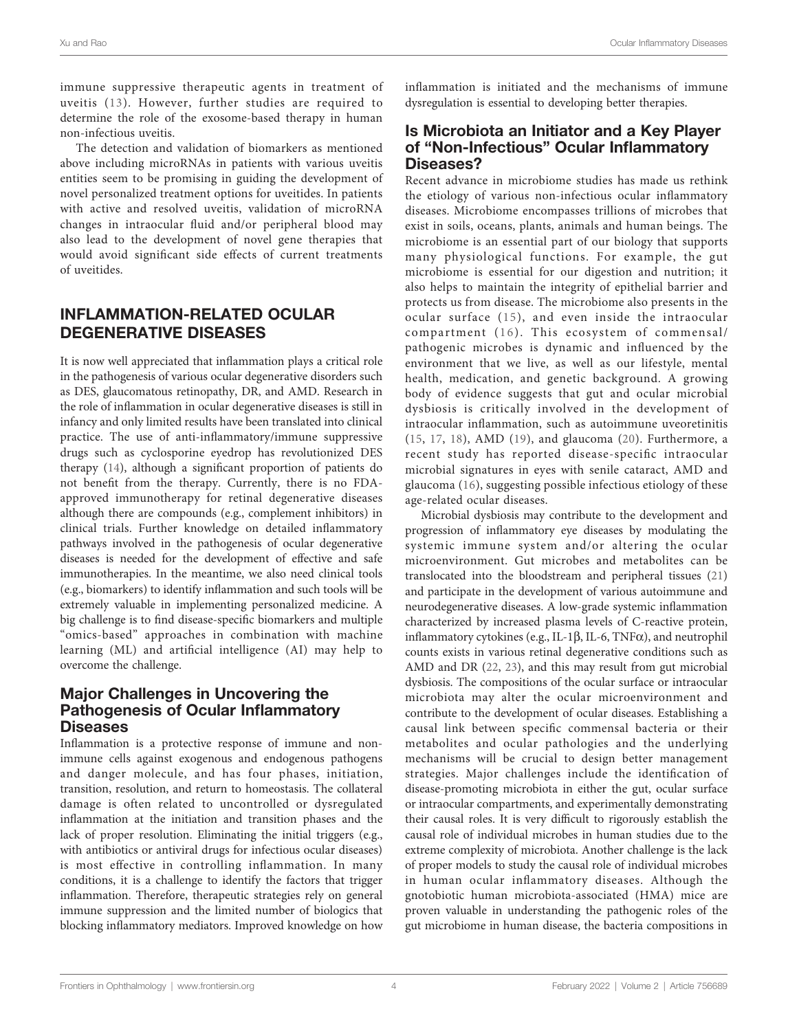immune suppressive therapeutic agents in treatment of uveitis (13). However, further studies are required to determine the role of the exosome-based therapy in human non-infectious uveitis.

The detection and validation of biomarkers as mentioned above including microRNAs in patients with various uveitis entities seem to be promising in guiding the development of novel personalized treatment options for uveitides. In patients with active and resolved uveitis, validation of microRNA changes in intraocular fluid and/or peripheral blood may also lead to the development of novel gene therapies that would avoid significant side effects of current treatments of uveitides.

## INFLAMMATION-RELATED OCULAR DEGENERATIVE DISEASES

It is now well appreciated that inflammation plays a critical role in the pathogenesis of various ocular degenerative disorders such as DES, glaucomatous retinopathy, DR, and AMD. Research in the role of inflammation in ocular degenerative diseases is still in infancy and only limited results have been translated into clinical practice. The use of anti-inflammatory/immune suppressive drugs such as cyclosporine eyedrop has revolutionized DES therapy (14), although a significant proportion of patients do not benefit from the therapy. Currently, there is no FDA-approved immunotherapy for retinal degenerative diseases although there are compounds (e.g., complement inhibitors) in clinical trials. Further knowledge on detailed inflammatory pathways involved in the pathogenesis of ocular degenerative diseases is needed for the development of effective and safe immunotherapies. In the meantime, we also need clinical tools (e.g., biomarkers) to identify inflammation and such tools will be extremely valuable in implementing personalized medicine. A big challenge is to find disease-specific biomarkers and multiple "omics-based" approaches in combination with machine learning (ML) and artificial intelligence (AI) may help to overcome the challenge.

### Major Challenges in Uncovering the Pathogenesis of Ocular Inflammatory Diseases

Inflammation is a protective response of immune and non-immune cells against exogenous and endogenous pathogens and danger molecule, and has four phases, initiation, transition, resolution, and return to homeostasis. The collateral damage is often related to uncontrolled or dysregulated inflammation at the initiation and transition phases and the lack of proper resolution. Eliminating the initial triggers (e.g., with antibiotics or antiviral drugs for infectious ocular diseases) is most effective in controlling inflammation. In many conditions, it is a challenge to identify the factors that trigger inflammation. Therefore, therapeutic strategies rely on general immune suppression and the limited number of biologics that blocking inflammatory mediators. Improved knowledge on how inflammation is initiated and the mechanisms of immune dysregulation is essential to developing better therapies.

### Is Microbiota an Initiator and a Key Player of "Non-Infectious" Ocular Inflammatory Diseases?

Recent advance in microbiome studies has made us rethink the etiology of various non-infectious ocular inflammatory diseases. Microbiome encompasses trillions of microbes that exist in soils, oceans, plants, animals and human beings. The microbiome is an essential part of our biology that supports many physiological functions. For example, the gut microbiome is essential for our digestion and nutrition; it also helps to maintain the integrity of epithelial barrier and protects us from disease. The microbiome also presents in the ocular surface (15), and even inside the intraocular compartment (16). This ecosystem of commensal/pathogenic microbes is dynamic and influenced by the environment that we live, as well as our lifestyle, mental health, medication, and genetic background. A growing body of evidence suggests that gut and ocular microbial dysbiosis is critically involved in the development of intraocular inflammation, such as autoimmune uveoretinitis (15, 17, 18), AMD (19), and glaucoma (20). Furthermore, a recent study has reported disease-specific intraocular microbial signatures in eyes with senile cataract, AMD and glaucoma (16), suggesting possible infectious etiology of these age-related ocular diseases.

Microbial dysbiosis may contribute to the development and progression of inflammatory eye diseases by modulating the systemic immune system and/or altering the ocular microenvironment. Gut microbes and metabolites can be translocated into the bloodstream and peripheral tissues (21) and participate in the development of various autoimmune and neurodegenerative diseases. A low-grade systemic inflammation characterized by increased plasma levels of C-reactive protein, inflammatory cytokines (e.g., IL-1β, IL-6, TNFα), and neutrophil counts exists in various retinal degenerative conditions such as AMD and DR (22, 23), and this may result from gut microbial dysbiosis. The compositions of the ocular surface or intraocular microbiota may alter the ocular microenvironment and contribute to the development of ocular diseases. Establishing a causal link between specific commensal bacteria or their metabolites and ocular pathologies and the underlying mechanisms will be crucial to design better management strategies. Major challenges include the identification of disease-promoting microbiota in either the gut, ocular surface or intraocular compartments, and experimentally demonstrating their causal roles. It is very difficult to rigorously establish the causal role of individual microbes in human studies due to the extreme complexity of microbiota. Another challenge is the lack of proper models to study the causal role of individual microbes in human ocular inflammatory diseases. Although the gnotobiotic human microbiota-associated (HMA) mice are proven valuable in understanding the pathogenic roles of the gut microbiome in human disease, the bacteria compositions in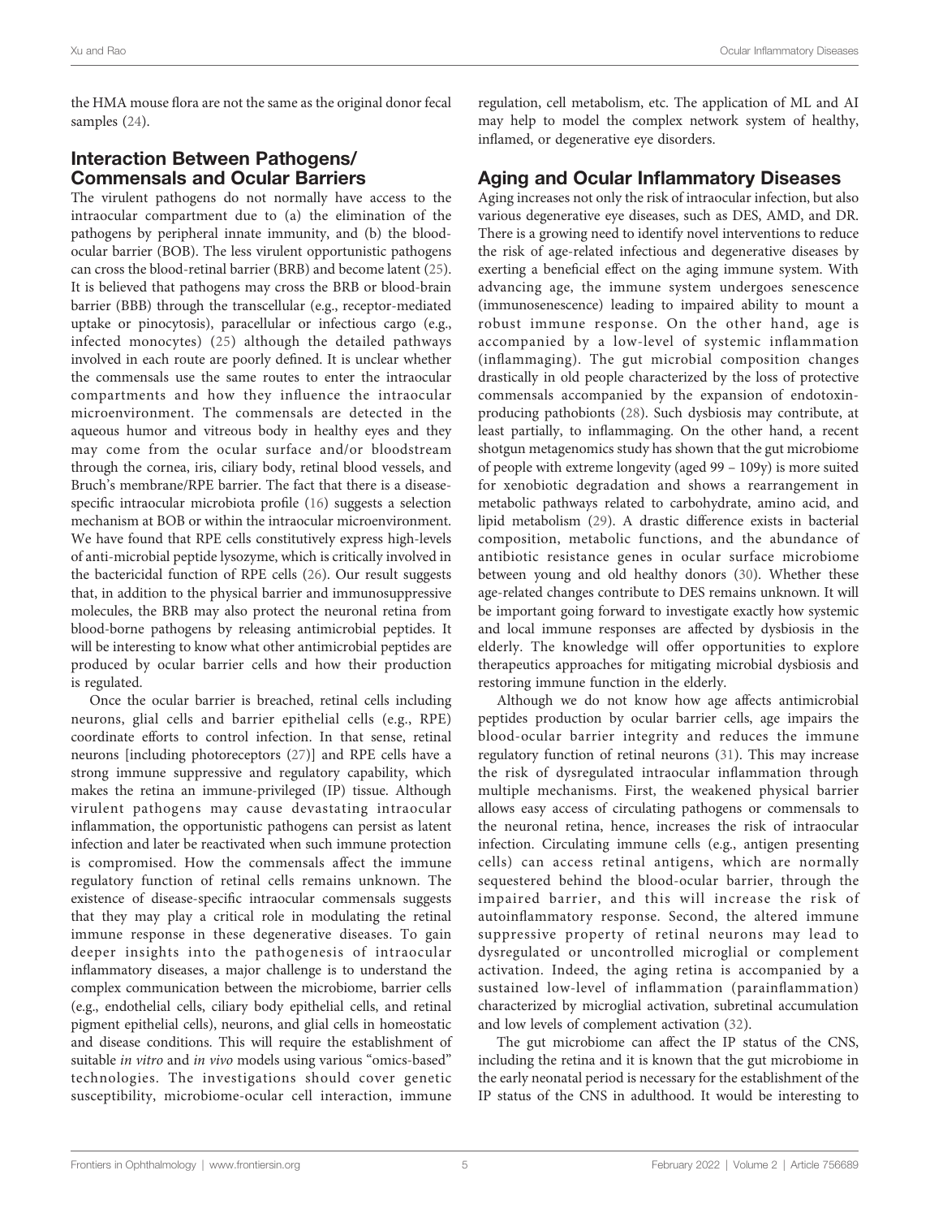the HMA mouse flora are not the same as the original donor fecal samples (24).

## Interaction Between Pathogens/ Commensals and Ocular Barriers

The virulent pathogens do not normally have access to the intraocular compartment due to (a) the elimination of the pathogens by peripheral innate immunity, and (b) the blood-ocular barrier (BOB). The less virulent opportunistic pathogens can cross the blood-retinal barrier (BRB) and become latent (25). It is believed that pathogens may cross the BRB or blood-brain barrier (BBB) through the transcellular (e.g., receptor-mediated uptake or pinocytosis), paracellular or infectious cargo (e.g., infected monocytes) (25) although the detailed pathways involved in each route are poorly defined. It is unclear whether the commensals use the same routes to enter the intraocular compartments and how they influence the intraocular microenvironment. The commensals are detected in the aqueous humor and vitreous body in healthy eyes and they may come from the ocular surface and/or bloodstream through the cornea, iris, ciliary body, retinal blood vessels, and Bruch's membrane/RPE barrier. The fact that there is a disease-specific intraocular microbiota profile (16) suggests a selection mechanism at BOB or within the intraocular microenvironment. We have found that RPE cells constitutively express high-levels of anti-microbial peptide lysozyme, which is critically involved in the bactericidal function of RPE cells (26). Our result suggests that, in addition to the physical barrier and immunosuppressive molecules, the BRB may also protect the neuronal retina from blood-borne pathogens by releasing antimicrobial peptides. It will be interesting to know what other antimicrobial peptides are produced by ocular barrier cells and how their production is regulated.

Once the ocular barrier is breached, retinal cells including neurons, glial cells and barrier epithelial cells (e.g., RPE) coordinate efforts to control infection. In that sense, retinal neurons [including photoreceptors (27)] and RPE cells have a strong immune suppressive and regulatory capability, which makes the retina an immune-privileged (IP) tissue. Although virulent pathogens may cause devastating intraocular inflammation, the opportunistic pathogens can persist as latent infection and later be reactivated when such immune protection is compromised. How the commensals affect the immune regulatory function of retinal cells remains unknown. The existence of disease-specific intraocular commensals suggests that they may play a critical role in modulating the retinal immune response in these degenerative diseases. To gain deeper insights into the pathogenesis of intraocular inflammatory diseases, a major challenge is to understand the complex communication between the microbiome, barrier cells (e.g., endothelial cells, ciliary body epithelial cells, and retinal pigment epithelial cells), neurons, and glial cells in homeostatic and disease conditions. This will require the establishment of suitable *in vitro* and *in vivo* models using various "omics-based" technologies. The investigations should cover genetic susceptibility, microbiome-ocular cell interaction, immune regulation, cell metabolism, etc. The application of ML and AI may help to model the complex network system of healthy, inflamed, or degenerative eye disorders.

## Aging and Ocular Inflammatory Diseases

Aging increases not only the risk of intraocular infection, but also various degenerative eye diseases, such as DES, AMD, and DR. There is a growing need to identify novel interventions to reduce the risk of age-related infectious and degenerative diseases by exerting a beneficial effect on the aging immune system. With advancing age, the immune system undergoes senescence (immunosenescence) leading to impaired ability to mount a robust immune response. On the other hand, age is accompanied by a low-level of systemic inflammation (inflammaging). The gut microbial composition changes drastically in old people characterized by the loss of protective commensals accompanied by the expansion of endotoxin-producing pathobionts (28). Such dysbiosis may contribute, at least partially, to inflammaging. On the other hand, a recent shotgun metagenomics study has shown that the gut microbiome of people with extreme longevity (aged 99 – 109y) is more suited for xenobiotic degradation and shows a rearrangement in metabolic pathways related to carbohydrate, amino acid, and lipid metabolism (29). A drastic difference exists in bacterial composition, metabolic functions, and the abundance of antibiotic resistance genes in ocular surface microbiome between young and old healthy donors (30). Whether these age-related changes contribute to DES remains unknown. It will be important going forward to investigate exactly how systemic and local immune responses are affected by dysbiosis in the elderly. The knowledge will offer opportunities to explore therapeutics approaches for mitigating microbial dysbiosis and restoring immune function in the elderly.

Although we do not know how age affects antimicrobial peptides production by ocular barrier cells, age impairs the blood-ocular barrier integrity and reduces the immune regulatory function of retinal neurons (31). This may increase the risk of dysregulated intraocular inflammation through multiple mechanisms. First, the weakened physical barrier allows easy access of circulating pathogens or commensals to the neuronal retina, hence, increases the risk of intraocular infection. Circulating immune cells (e.g., antigen presenting cells) can access retinal antigens, which are normally sequestered behind the blood-ocular barrier, through the impaired barrier, and this will increase the risk of autoinflammatory response. Second, the altered immune suppressive property of retinal neurons may lead to dysregulated or uncontrolled microglial or complement activation. Indeed, the aging retina is accompanied by a sustained low-level of inflammation (parainflammation) characterized by microglial activation, subretinal accumulation and low levels of complement activation (32).

The gut microbiome can affect the IP status of the CNS, including the retina and it is known that the gut microbiome in the early neonatal period is necessary for the establishment of the IP status of the CNS in adulthood. It would be interesting to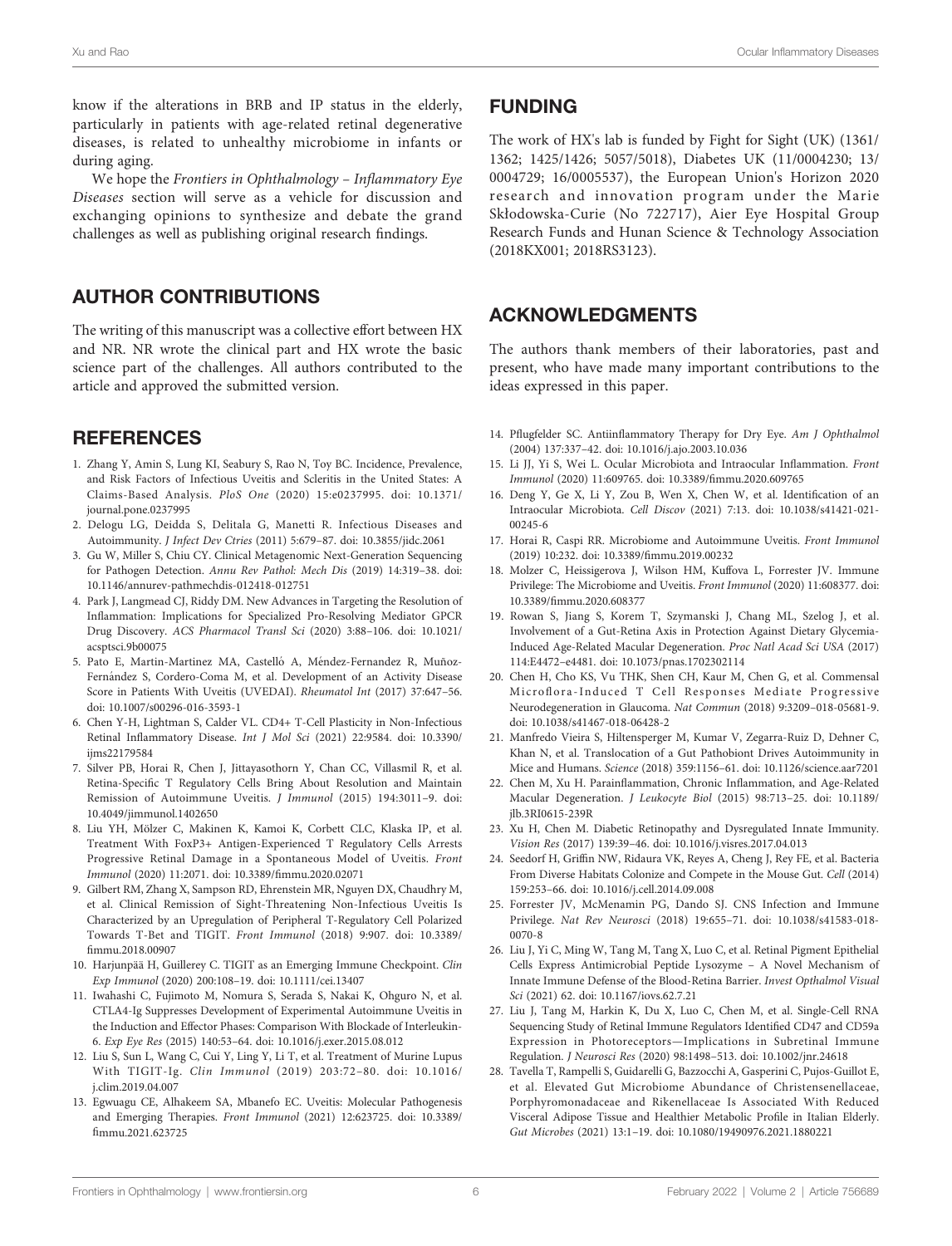know if the alterations in BRB and IP status in the elderly, particularly in patients with age-related retinal degenerative diseases, is related to unhealthy microbiome in infants or during aging.

We hope the *Frontiers in Ophthalmology – Inflammatory Eye Diseases* section will serve as a vehicle for discussion and exchanging opinions to synthesize and debate the grand challenges as well as publishing original research findings.

## AUTHOR CONTRIBUTIONS

The writing of this manuscript was a collective effort between HX and NR. NR wrote the clinical part and HX wrote the basic science part of the challenges. All authors contributed to the article and approved the submitted version.

## FUNDING

The work of HX's lab is funded by Fight for Sight (UK) (1361/1362; 1425/1426; 5057/5018), Diabetes UK (11/0004230; 13/0004729; 16/0005537), the European Union's Horizon 2020 research and innovation program under the Marie Skłodowska-Curie (No 722717), Aier Eye Hospital Group Research Funds and Hunan Science & Technology Association (2018KX001; 2018RS3123).

## ACKNOWLEDGMENTS

The authors thank members of their laboratories, past and present, who have made many important contributions to the ideas expressed in this paper.

## REFERENCES

1. Zhang Y, Amin S, Lung KI, Seabury S, Rao N, Toy BC. Incidence, Prevalence, and Risk Factors of Infectious Uveitis and Scleritis in the United States: A Claims-Based Analysis. *PloS One* (2020) 15:e0237995. doi: 10.1371/journal.pone.0237995
2. Delogu LG, Deidda S, Delitala G, Manetti R. Infectious Diseases and Autoimmunity. *J Infect Dev Ctries* (2011) 5:679–87. doi: 10.3855/jidc.2061
3. Gu W, Miller S, Chiu CY. Clinical Metagenomic Next-Generation Sequencing for Pathogen Detection. *Annu Rev Pathol: Mech Dis* (2019) 14:319–38. doi: 10.1146/annurev-pathmechdis-012418-012751
4. Park J, Langmead CJ, Riddy DM. New Advances in Targeting the Resolution of Inflammation: Implications for Specialized Pro-Resolving Mediator GPCR Drug Discovery. *ACS Pharmacol Transl Sci* (2020) 3:88–106. doi: 10.1021/acsptsci.9b00075
5. Pato E, Martin-Martinez MA, Castelló A, Méndez-Fernandez R, Muñoz-Fernández S, Cordero-Coma M, et al. Development of an Activity Disease Score in Patients With Uveitis (UVEDAI). *Rheumatol Int* (2017) 37:647–56. doi: 10.1007/s00296-016-3593-1
6. Chen Y-H, Lightman S, Calder VL. CD4+ T-Cell Plasticity in Non-Infectious Retinal Inflammatory Disease. *Int J Mol Sci* (2021) 22:9584. doi: 10.3390/ijms22179584
7. Silver PB, Horai R, Chen J, Jittayasothorn Y, Chan CC, Villasmil R, et al. Retina-Specific T Regulatory Cells Bring About Resolution and Maintain Remission of Autoimmune Uveitis. *J Immunol* (2015) 194:3011–9. doi: 10.4049/jimmunol.1402650
8. Liu YH, Mölzer C, Makinen K, Kamoi K, Corbett CLC, Klaska IP, et al. Treatment With FoxP3+ Antigen-Experienced T Regulatory Cells Arrests Progressive Retinal Damage in a Spontaneous Model of Uveitis. *Front Immunol* (2020) 11:2071. doi: 10.3389/fimmu.2020.02071
9. Gilbert RM, Zhang X, Sampson RD, Ehrenstein MR, Nguyen DX, Chaudhry M, et al. Clinical Remission of Sight-Threatening Non-Infectious Uveitis Is Characterized by an Upregulation of Peripheral T-Regulatory Cell Polarized Towards T-Bet and TIGIT. *Front Immunol* (2018) 9:907. doi: 10.3389/fimmu.2018.00907
10. Harjunpää H, Guillerey C. TIGIT as an Emerging Immune Checkpoint. *Clin Exp Immunol* (2020) 200:108–19. doi: 10.1111/cei.13407
11. Iwahashi C, Fujimoto M, Nomura S, Serada S, Nakai K, Ohguro N, et al. CTLA4-Ig Suppresses Development of Experimental Autoimmune Uveitis in the Induction and Effector Phases: Comparison With Blockade of Interleukin-6. *Exp Eye Res* (2015) 140:53–64. doi: 10.1016/j.exer.2015.08.012
12. Liu S, Sun L, Wang C, Cui Y, Ling Y, Li T, et al. Treatment of Murine Lupus With TIGIT-Ig. *Clin Immunol* (2019) 203:72–80. doi: 10.1016/j.clim.2019.04.007
13. Egwuagu CE, Alhakeem SA, Mbanefo EC. Uveitis: Molecular Pathogenesis and Emerging Therapies. *Front Immunol* (2021) 12:623725. doi: 10.3389/fimmu.2021.623725
14. Pflugfelder SC. Antiinflammatory Therapy for Dry Eye. *Am J Ophthalmol* (2004) 137:337–42. doi: 10.1016/j.ajo.2003.10.036
15. Li JJ, Yi S, Wei L. Ocular Microbiota and Intraocular Inflammation. *Front Immunol* (2020) 11:609765. doi: 10.3389/fimmu.2020.609765
16. Deng Y, Ge X, Li Y, Zou B, Wen X, Chen W, et al. Identification of an Intraocular Microbiota. *Cell Discov* (2021) 7:13. doi: 10.1038/s41421-021-00245-6
17. Horai R, Caspi RR. Microbiome and Autoimmune Uveitis. *Front Immunol* (2019) 10:232. doi: 10.3389/fimmu.2019.00232
18. Molzer C, Heissigerova J, Wilson HM, Kuffova L, Forrester JV. Immune Privilege: The Microbiome and Uveitis. *Front Immunol* (2020) 11:608377. doi: 10.3389/fimmu.2020.608377
19. Rowan S, Jiang S, Korem T, Szymanski J, Chang ML, Szelog J, et al. Involvement of a Gut-Retina Axis in Protection Against Dietary Glycemia-Induced Age-Related Macular Degeneration. *Proc Natl Acad Sci USA* (2017) 114:E4472–e4481. doi: 10.1073/pnas.1702302114
20. Chen H, Cho KS, Vu THK, Shen CH, Kaur M, Chen G, et al. Commensal Microflora-Induced T Cell Responses Mediate Progressive Neurodegeneration in Glaucoma. *Nat Commun* (2018) 9:3209–018-05681-9. doi: 10.1038/s41467-018-06428-2
21. Manfredo Vieira S, Hiltensperger M, Kumar V, Zegarra-Ruiz D, Dehner C, Khan N, et al. Translocation of a Gut Pathobiont Drives Autoimmunity in Mice and Humans. *Science* (2018) 359:1156–61. doi: 10.1126/science.aar7201
22. Chen M, Xu H. Parainflammation, Chronic Inflammation, and Age-Related Macular Degeneration. *J Leukocyte Biol* (2015) 98:713–25. doi: 10.1189/jlb.3RI0615-239R
23. Xu H, Chen M. Diabetic Retinopathy and Dysregulated Innate Immunity. *Vision Res* (2017) 139:39–46. doi: 10.1016/j.visres.2017.04.013
24. Seedorf H, Griffin NW, Ridaura VK, Reyes A, Cheng J, Rey FE, et al. Bacteria From Diverse Habitats Colonize and Compete in the Mouse Gut. *Cell* (2014) 159:253–66. doi: 10.1016/j.cell.2014.09.008
25. Forrester JV, McMenamin PG, Dando SJ. CNS Infection and Immune Privilege. *Nat Rev Neurosci* (2018) 19:655–71. doi: 10.1038/s41583-018-0070-8
26. Liu J, Yi C, Ming W, Tang M, Tang X, Luo C, et al. Retinal Pigment Epithelial Cells Express Antimicrobial Peptide Lysozyme – A Novel Mechanism of Innate Immune Defense of the Blood-Retina Barrier. *Invest Opthalmol Visual Sci* (2021) 62. doi: 10.1167/iovs.62.7.21
27. Liu J, Tang M, Harkin K, Du X, Luo C, Chen M, et al. Single-Cell RNA Sequencing Study of Retinal Immune Regulators Identified CD47 and CD59a Expression in Photoreceptors—Implications in Subretinal Immune Regulation. *J Neurosci Res* (2020) 98:1498–513. doi: 10.1002/jnr.24618
28. Tavella T, Rampelli S, Guidarelli G, Bazzocchi A, Gasperini C, Pujos-Guillot E, et al. Elevated Gut Microbiome Abundance of Christensenellaceae, Porphyromonadaceae and Rikenellaceae Is Associated With Reduced Visceral Adipose Tissue and Healthier Metabolic Profile in Italian Elderly. *Gut Microbes* (2021) 13:1–19. doi: 10.1080/19490976.2021.1880221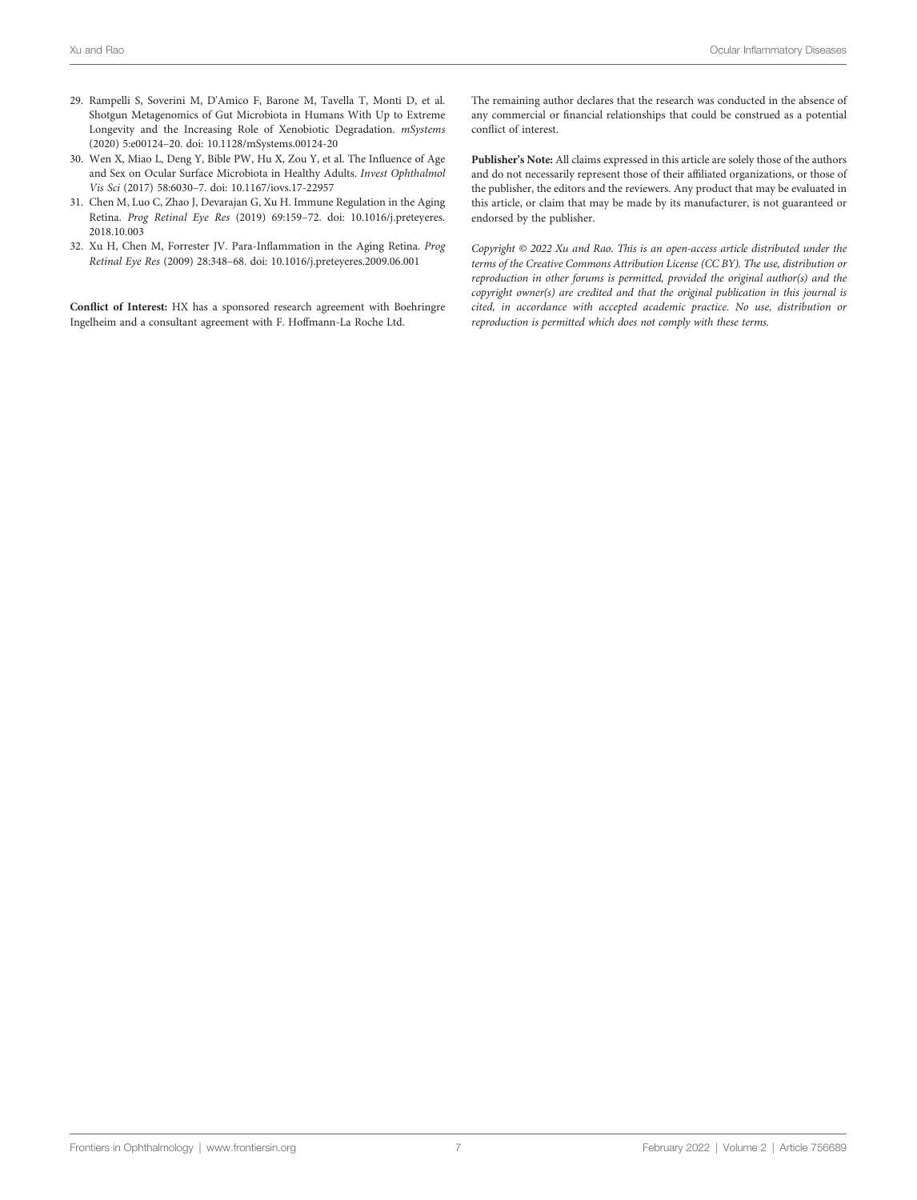29. Rampelli S, Soverini M, D'Amico F, Barone M, Tavella T, Monti D, et al. Shotgun Metagenomics of Gut Microbiota in Humans With Up to Extreme Longevity and the Increasing Role of Xenobiotic Degradation. *mSystems* (2020) 5:e00124–20. doi: 10.1128/mSystems.00124-20
30. Wen X, Miao L, Deng Y, Bible PW, Hu X, Zou Y, et al. The Influence of Age and Sex on Ocular Surface Microbiota in Healthy Adults. *Invest Ophthalmol Vis Sci* (2017) 58:6030–7. doi: 10.1167/iovs.17-22957
31. Chen M, Luo C, Zhao J, Devarajan G, Xu H. Immune Regulation in the Aging Retina. *Prog Retinal Eye Res* (2019) 69:159–72. doi: 10.1016/j.preteyeres.2018.10.003
32. Xu H, Chen M, Forrester JV. Para-Inflammation in the Aging Retina. *Prog Retinal Eye Res* (2009) 28:348–68. doi: 10.1016/j.preteyeres.2009.06.001

**Conflict of Interest:** HX has a sponsored research agreement with Boehringre Ingelheim and a consultant agreement with F. Hoffmann-La Roche Ltd.

The remaining author declares that the research was conducted in the absence of any commercial or financial relationships that could be construed as a potential conflict of interest.

**Publisher's Note:** All claims expressed in this article are solely those of the authors and do not necessarily represent those of their affiliated organizations, or those of the publisher, the editors and the reviewers. Any product that may be evaluated in this article, or claim that may be made by its manufacturer, is not guaranteed or endorsed by the publisher.

*Copyright © 2022 Xu and Rao. This is an open-access article distributed under the terms of the Creative Commons Attribution License (CC BY). The use, distribution or reproduction in other forums is permitted, provided the original author(s) and the copyright owner(s) are credited and that the original publication in this journal is cited, in accordance with accepted academic practice. No use, distribution or reproduction is permitted which does not comply with these terms.*